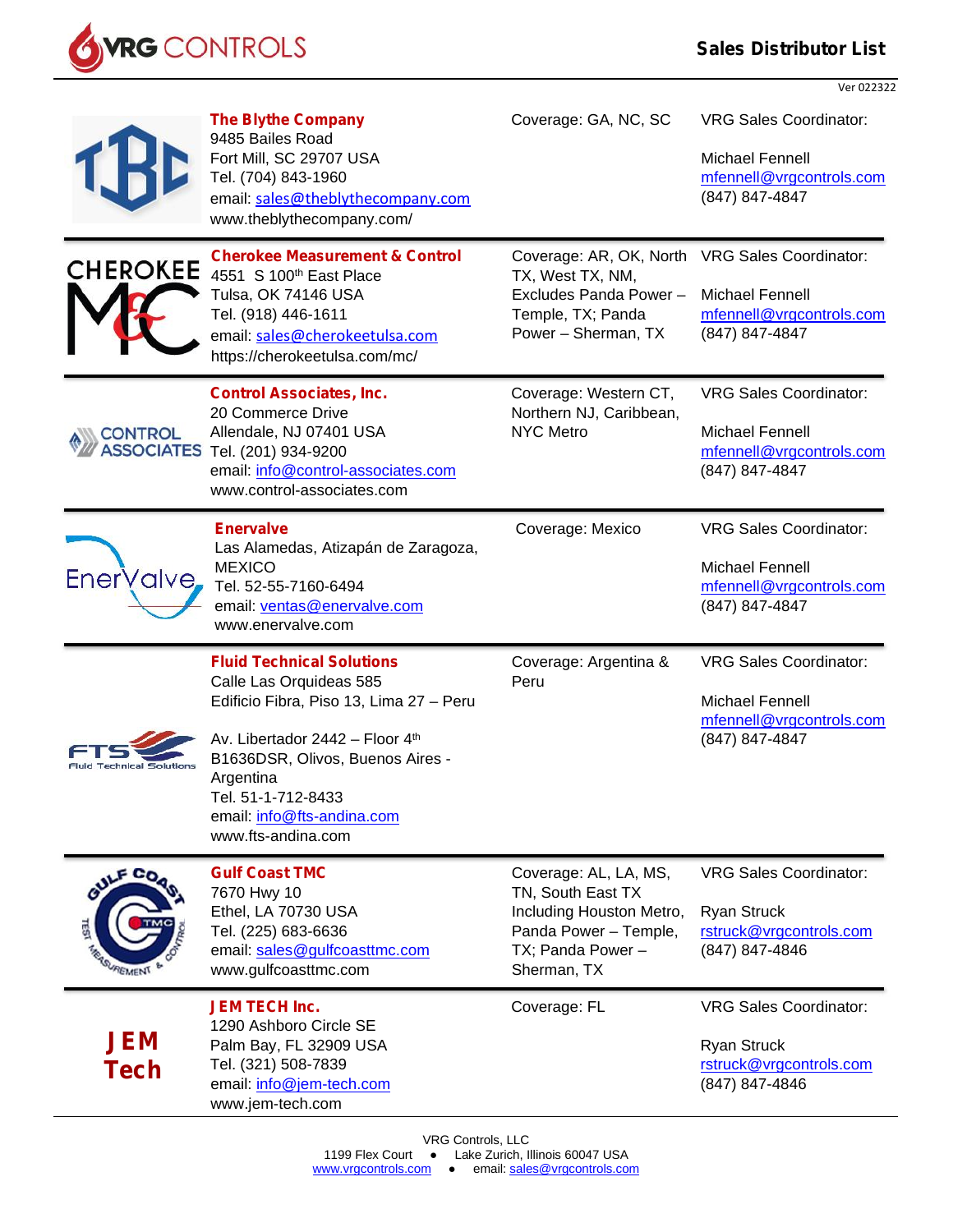# VRG CONTROLS

## Sales Distributor List

Ver 022322

| Distributor | Coverage | VRG Sales Coordinator |
|---|---|---|
| **The Blythe Company**<br>9485 Bailes Road<br>Fort Mill, SC 29707 USA<br>Tel. (704) 843-1960<br>email: sales@theblythecompany.com<br>www.theblythecompany.com/ | Coverage: GA, NC, SC | VRG Sales Coordinator:<br><br>Michael Fennell<br>mfennell@vrgcontrols.com<br>(847) 847-4847 |
| **Cherokee Measurement & Control**<br>4551 S 100th East Place<br>Tulsa, OK 74146 USA<br>Tel. (918) 446-1611<br>email: sales@cherokeetulsa.com<br>https://cherokeetulsa.com/mc/ | Coverage: AR, OK, North TX, West TX, NM, Excludes Panda Power – Temple, TX; Panda Power – Sherman, TX | VRG Sales Coordinator:<br><br>Michael Fennell<br>mfennell@vrgcontrols.com<br>(847) 847-4847 |
| **Control Associates, Inc.**<br>20 Commerce Drive<br>Allendale, NJ 07401 USA<br>Tel. (201) 934-9200<br>email: info@control-associates.com<br>www.control-associates.com | Coverage: Western CT, Northern NJ, Caribbean, NYC Metro | VRG Sales Coordinator:<br><br>Michael Fennell<br>mfennell@vrgcontrols.com<br>(847) 847-4847 |
| **Enervalve**<br>Las Alamedas, Atizapán de Zaragoza, MEXICO<br>Tel. 52-55-7160-6494<br>email: ventas@enervalve.com<br>www.enervalve.com | Coverage: Mexico | VRG Sales Coordinator:<br><br>Michael Fennell<br>mfennell@vrgcontrols.com<br>(847) 847-4847 |
| **Fluid Technical Solutions**<br>Calle Las Orquideas 585<br>Edificio Fibra, Piso 13, Lima 27 – Peru<br><br>Av. Libertador 2442 – Floor 4th<br>B1636DSR, Olivos, Buenos Aires - Argentina<br>Tel. 51-1-712-8433<br>email: info@fts-andina.com<br>www.fts-andina.com | Coverage: Argentina & Peru | VRG Sales Coordinator:<br><br>Michael Fennell<br>mfennell@vrgcontrols.com<br>(847) 847-4847 |
| **Gulf Coast TMC**<br>7670 Hwy 10<br>Ethel, LA 70730 USA<br>Tel. (225) 683-6636<br>email: sales@gulfcoasttmc.com<br>www.gulfcoasttmc.com | Coverage: AL, LA, MS, TN, South East TX Including Houston Metro, Panda Power – Temple, TX; Panda Power – Sherman, TX | VRG Sales Coordinator:<br><br>Ryan Struck<br>rstruck@vrgcontrols.com<br>(847) 847-4846 |
| **JEM TECH Inc.**<br>1290 Ashboro Circle SE<br>Palm Bay, FL 32909 USA<br>Tel. (321) 508-7839<br>email: info@jem-tech.com<br>www.jem-tech.com | Coverage: FL | VRG Sales Coordinator:<br><br>Ryan Struck<br>rstruck@vrgcontrols.com<br>(847) 847-4846 |

VRG Controls, LLC
1199 Flex Court ● Lake Zurich, Illinois 60047 USA
www.vrgcontrols.com ● email: sales@vrgcontrols.com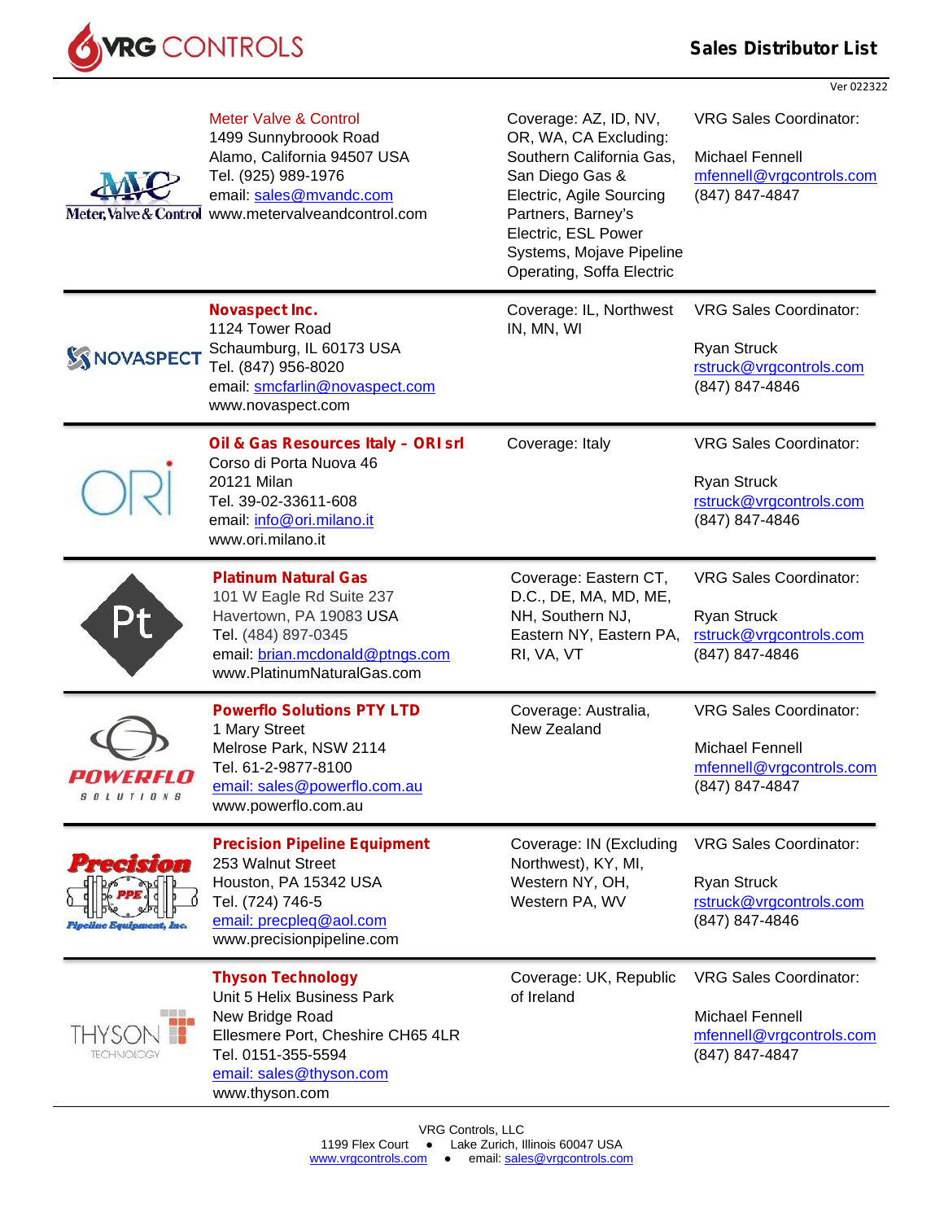# Sales Distributor List

Ver 022322

| Logo | Distributor | Coverage | VRG Sales Coordinator |
|---|---|---|---|
| Meter, Valve & Control | **Meter Valve & Control**<br>1499 Sunnybroook Road<br>Alamo, California 94507 USA<br>Tel. (925) 989-1976<br>email: sales@mvandc.com<br>www.metervalveandcontrol.com | Coverage: AZ, ID, NV, OR, WA, CA Excluding: Southern California Gas, San Diego Gas & Electric, Agile Sourcing Partners, Barney's Electric, ESL Power Systems, Mojave Pipeline Operating, Soffa Electric | VRG Sales Coordinator:<br><br>Michael Fennell<br>mfennell@vrgcontrols.com<br>(847) 847-4847 |
| NOVASPECT | **Novaspect Inc.**<br>1124 Tower Road<br>Schaumburg, IL 60173 USA<br>Tel. (847) 956-8020<br>email: smcfarlin@novaspect.com<br>www.novaspect.com | Coverage: IL, Northwest IN, MN, WI | VRG Sales Coordinator:<br><br>Ryan Struck<br>rstruck@vrgcontrols.com<br>(847) 847-4846 |
| ORI | **Oil & Gas Resources Italy – ORI srl**<br>Corso di Porta Nuova 46<br>20121 Milan<br>Tel. 39-02-33611-608<br>email: info@ori.milano.it<br>www.ori.milano.it | Coverage: Italy | VRG Sales Coordinator:<br><br>Ryan Struck<br>rstruck@vrgcontrols.com<br>(847) 847-4846 |
| Pt | **Platinum Natural Gas**<br>101 W Eagle Rd Suite 237<br>Havertown, PA 19083 USA<br>Tel. (484) 897-0345<br>email: brian.mcdonald@ptngs.com<br>www.PlatinumNaturalGas.com | Coverage: Eastern CT, D.C., DE, MA, MD, ME, NH, Southern NJ, Eastern NY, Eastern PA, RI, VA, VT | VRG Sales Coordinator:<br><br>Ryan Struck<br>rstruck@vrgcontrols.com<br>(847) 847-4846 |
| POWERFLO SOLUTIONS | **Powerflo Solutions PTY LTD**<br>1 Mary Street<br>Melrose Park, NSW 2114<br>Tel. 61-2-9877-8100<br>email: sales@powerflo.com.au<br>www.powerflo.com.au | Coverage: Australia, New Zealand | VRG Sales Coordinator:<br><br>Michael Fennell<br>mfennell@vrgcontrols.com<br>(847) 847-4847 |
| Precision PPE Pipeline Equipment, Inc. | **Precision Pipeline Equipment**<br>253 Walnut Street<br>Houston, PA 15342 USA<br>Tel. (724) 746-5<br>email: precpleq@aol.com<br>www.precisionpipeline.com | Coverage: IN (Excluding Northwest), KY, MI, Western NY, OH, Western PA, WV | VRG Sales Coordinator:<br><br>Ryan Struck<br>rstruck@vrgcontrols.com<br>(847) 847-4846 |
| THYSON TECHNOLOGY | **Thyson Technology**<br>Unit 5 Helix Business Park<br>New Bridge Road<br>Ellesmere Port, Cheshire CH65 4LR<br>Tel. 0151-355-5594<br>email: sales@thyson.com<br>www.thyson.com | Coverage: UK, Republic of Ireland | VRG Sales Coordinator:<br><br>Michael Fennell<br>mfennell@vrgcontrols.com<br>(847) 847-4847 |

VRG Controls, LLC
1199 Flex Court ● Lake Zurich, Illinois 60047 USA
www.vrgcontrols.com ● email: sales@vrgcontrols.com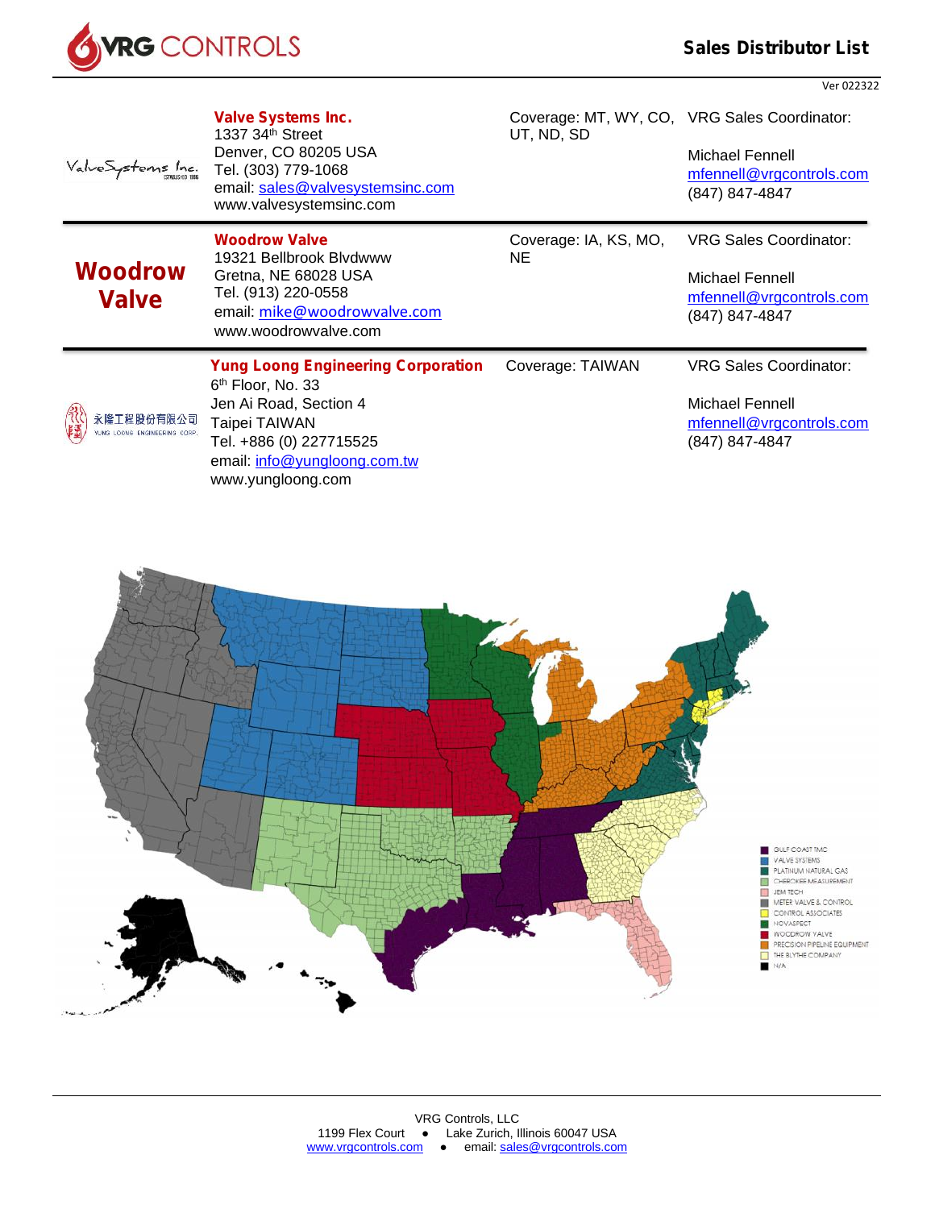Ver 022322

| | | | |
|---|---|---|---|
| ValveSystems Inc. | **Valve Systems Inc.**<br>1337 34th Street<br>Denver, CO 80205 USA<br>Tel. (303) 779-1068<br>email: sales@valvesystemsinc.com<br>www.valvesystemsinc.com | Coverage: MT, WY, CO, UT, ND, SD | VRG Sales Coordinator:<br><br>Michael Fennell<br>mfennell@vrgcontrols.com<br>(847) 847-4847 |
| Woodrow Valve | **Woodrow Valve**<br>19321 Bellbrook Blvdwww<br>Gretna, NE 68028 USA<br>Tel. (913) 220-0558<br>email: mike@woodrowvalve.com<br>www.woodrowvalve.com | Coverage: IA, KS, MO, NE | VRG Sales Coordinator:<br><br>Michael Fennell<br>mfennell@vrgcontrols.com<br>(847) 847-4847 |
| 永隆工程股份有限公司 YUNG LOONG ENGINEERING CORP. | **Yung Loong Engineering Corporation**<br>6th Floor, No. 33<br>Jen Ai Road, Section 4<br>Taipei TAIWAN<br>Tel. +886 (0) 227715525<br>email: info@yungloong.com.tw<br>www.yungloong.com | Coverage: TAIWAN | VRG Sales Coordinator:<br><br>Michael Fennell<br>mfennell@vrgcontrols.com<br>(847) 847-4847 |

GULF COAST TMC
VALVE SYSTEMS
PLATINUM NATURAL GAS
CHEROKEE MEASUREMENT
JEM TECH
METER VALVE & CONTROL
CONTROL ASSOCIATES
NOVASPECT
WOODROW VALVE
PRECISION PIPELINE EQUIPMENT
THE BLYTHE COMPANY
N/A